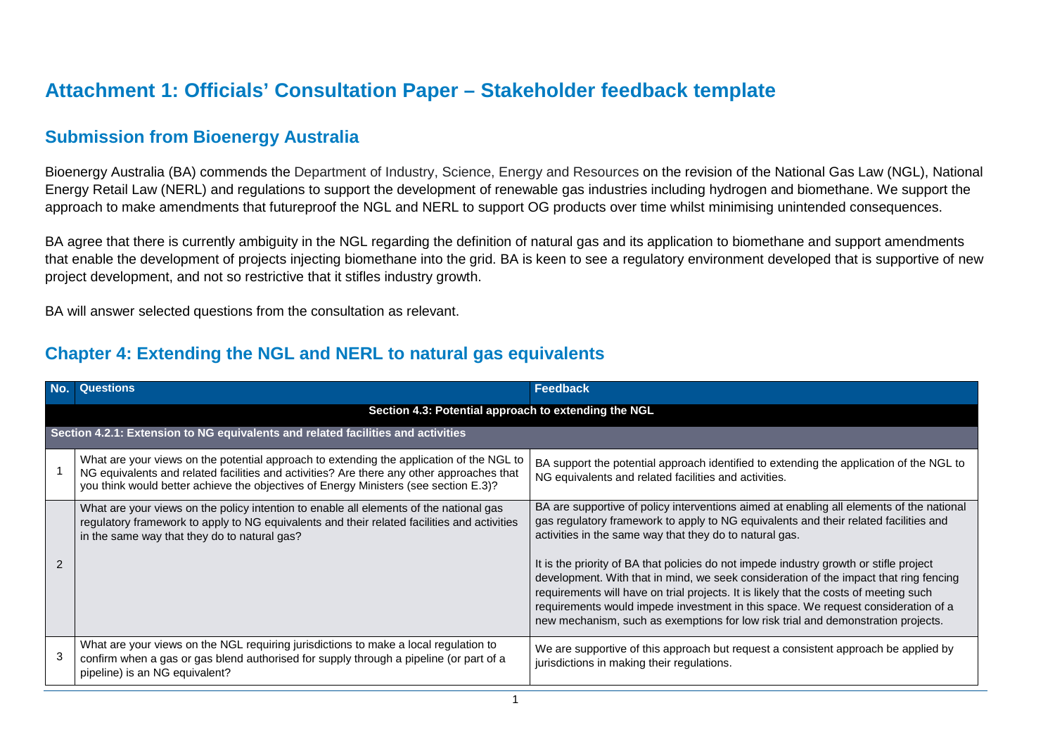# Attachment 1: Officials' Consultation Paper – Stakeholder feedback template

## Submission from Bioenergy Australia

Bioenergy Australia (BA) commends the Department of Industry, Science, Energy and Resources on the revision of the National Gas Law (NGL), National Energy Retail Law (NERL) and regulations to support the development of renewable gas industries including hydrogen and biomethane. We support the approach to make amendments that futureproof the NGL and NERL to support OG products over time whilst minimising unintended consequences.

BA agree that there is currently ambiguity in the NGL regarding the definition of natural gas and its application to biomethane and support amendments that enable the development of projects injecting biomethane into the grid. BA is keen to see a regulatory environment developed that is supportive of new project development, and not so restrictive that it stifles industry growth.

BA will answer selected questions from the consultation as relevant.

## Chapter 4: Extending the NGL and NERL to natural gas equivalents

| No. | Questions | Feedback |
|---|---|---|
| **Section 4.3: Potential approach to extending the NGL** | | |
| **Section 4.2.1: Extension to NG equivalents and related facilities and activities** | | |
| 1 | What are your views on the potential approach to extending the application of the NGL to NG equivalents and related facilities and activities? Are there any other approaches that you think would better achieve the objectives of Energy Ministers (see section E.3)? | BA support the potential approach identified to extending the application of the NGL to NG equivalents and related facilities and activities. |
| 2 | What are your views on the policy intention to enable all elements of the national gas regulatory framework to apply to NG equivalents and their related facilities and activities in the same way that they do to natural gas? | BA are supportive of policy interventions aimed at enabling all elements of the national gas regulatory framework to apply to NG equivalents and their related facilities and activities in the same way that they do to natural gas.<br><br>It is the priority of BA that policies do not impede industry growth or stifle project development. With that in mind, we seek consideration of the impact that ring fencing requirements will have on trial projects. It is likely that the costs of meeting such requirements would impede investment in this space. We request consideration of a new mechanism, such as exemptions for low risk trial and demonstration projects. |
| 3 | What are your views on the NGL requiring jurisdictions to make a local regulation to confirm when a gas or gas blend authorised for supply through a pipeline (or part of a pipeline) is an NG equivalent? | We are supportive of this approach but request a consistent approach be applied by jurisdictions in making their regulations. |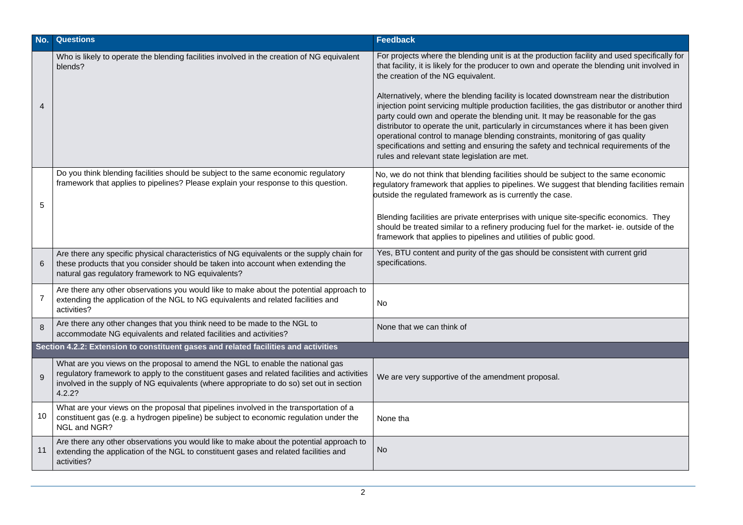| No. | Questions | Feedback |
| --- | --- | --- |
| 4 | Who is likely to operate the blending facilities involved in the creation of NG equivalent blends? | For projects where the blending unit is at the production facility and used specifically for that facility, it is likely for the producer to own and operate the blending unit involved in the creation of the NG equivalent.<br><br>Alternatively, where the blending facility is located downstream near the distribution injection point servicing multiple production facilities, the gas distributor or another third party could own and operate the blending unit. It may be reasonable for the gas distributor to operate the unit, particularly in circumstances where it has been given operational control to manage blending constraints, monitoring of gas quality specifications and setting and ensuring the safety and technical requirements of the rules and relevant state legislation are met. |
| 5 | Do you think blending facilities should be subject to the same economic regulatory framework that applies to pipelines? Please explain your response to this question. | No, we do not think that blending facilities should be subject to the same economic regulatory framework that applies to pipelines. We suggest that blending facilities remain outside the regulated framework as is currently the case.<br><br>Blending facilities are private enterprises with unique site-specific economics. They should be treated similar to a refinery producing fuel for the market- ie. outside of the framework that applies to pipelines and utilities of public good. |
| 6 | Are there any specific physical characteristics of NG equivalents or the supply chain for these products that you consider should be taken into account when extending the natural gas regulatory framework to NG equivalents? | Yes, BTU content and purity of the gas should be consistent with current grid specifications. |
| 7 | Are there any other observations you would like to make about the potential approach to extending the application of the NGL to NG equivalents and related facilities and activities? | No |
| 8 | Are there any other changes that you think need to be made to the NGL to accommodate NG equivalents and related facilities and activities? | None that we can think of |
| **Section 4.2.2: Extension to constituent gases and related facilities and activities** | | |
| 9 | What are you views on the proposal to amend the NGL to enable the national gas regulatory framework to apply to the constituent gases and related facilities and activities involved in the supply of NG equivalents (where appropriate to do so) set out in section 4.2.2? | We are very supportive of the amendment proposal. |
| 10 | What are your views on the proposal that pipelines involved in the transportation of a constituent gas (e.g. a hydrogen pipeline) be subject to economic regulation under the NGL and NGR? | None tha |
| 11 | Are there any other observations you would like to make about the potential approach to extending the application of the NGL to constituent gases and related facilities and activities? | No |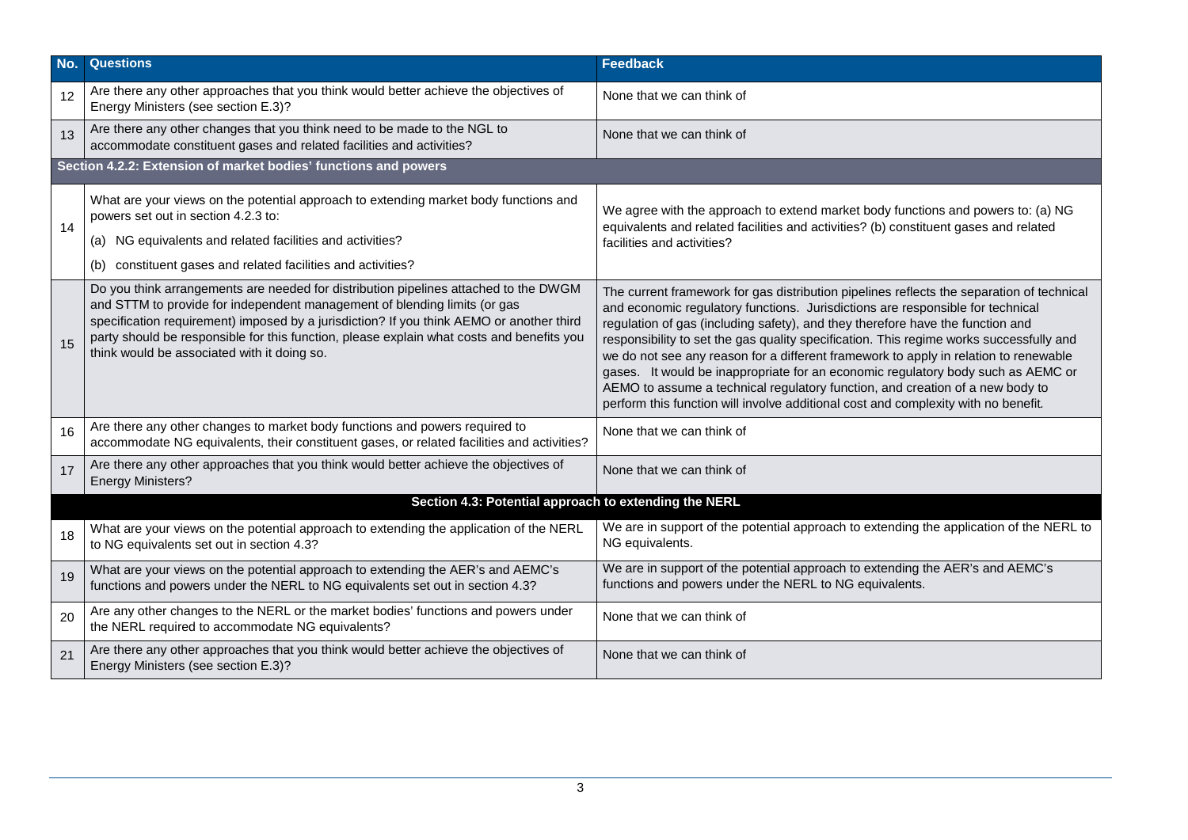| No. | Questions | Feedback |
|---|---|---|
| 12 | Are there any other approaches that you think would better achieve the objectives of Energy Ministers (see section E.3)? | None that we can think of |
| 13 | Are there any other changes that you think need to be made to the NGL to accommodate constituent gases and related facilities and activities? | None that we can think of |
| **Section 4.2.2: Extension of market bodies' functions and powers** | | |
| 14 | What are your views on the potential approach to extending market body functions and powers set out in section 4.2.3 to:<br>(a) NG equivalents and related facilities and activities?<br>(b) constituent gases and related facilities and activities? | We agree with the approach to extend market body functions and powers to: (a) NG equivalents and related facilities and activities? (b) constituent gases and related facilities and activities? |
| 15 | Do you think arrangements are needed for distribution pipelines attached to the DWGM and STTM to provide for independent management of blending limits (or gas specification requirement) imposed by a jurisdiction? If you think AEMO or another third party should be responsible for this function, please explain what costs and benefits you think would be associated with it doing so. | The current framework for gas distribution pipelines reflects the separation of technical and economic regulatory functions. Jurisdictions are responsible for technical regulation of gas (including safety), and they therefore have the function and responsibility to set the gas quality specification. This regime works successfully and we do not see any reason for a different framework to apply in relation to renewable gases. It would be inappropriate for an economic regulatory body such as AEMC or AEMO to assume a technical regulatory function, and creation of a new body to perform this function will involve additional cost and complexity with no benefit. |
| 16 | Are there any other changes to market body functions and powers required to accommodate NG equivalents, their constituent gases, or related facilities and activities? | None that we can think of |
| 17 | Are there any other approaches that you think would better achieve the objectives of Energy Ministers? | None that we can think of |
| **Section 4.3: Potential approach to extending the NERL** | | |
| 18 | What are your views on the potential approach to extending the application of the NERL to NG equivalents set out in section 4.3? | We are in support of the potential approach to extending the application of the NERL to NG equivalents. |
| 19 | What are your views on the potential approach to extending the AER's and AEMC's functions and powers under the NERL to NG equivalents set out in section 4.3? | We are in support of the potential approach to extending the AER's and AEMC's functions and powers under the NERL to NG equivalents. |
| 20 | Are any other changes to the NERL or the market bodies' functions and powers under the NERL required to accommodate NG equivalents? | None that we can think of |
| 21 | Are there any other approaches that you think would better achieve the objectives of Energy Ministers (see section E.3)? | None that we can think of |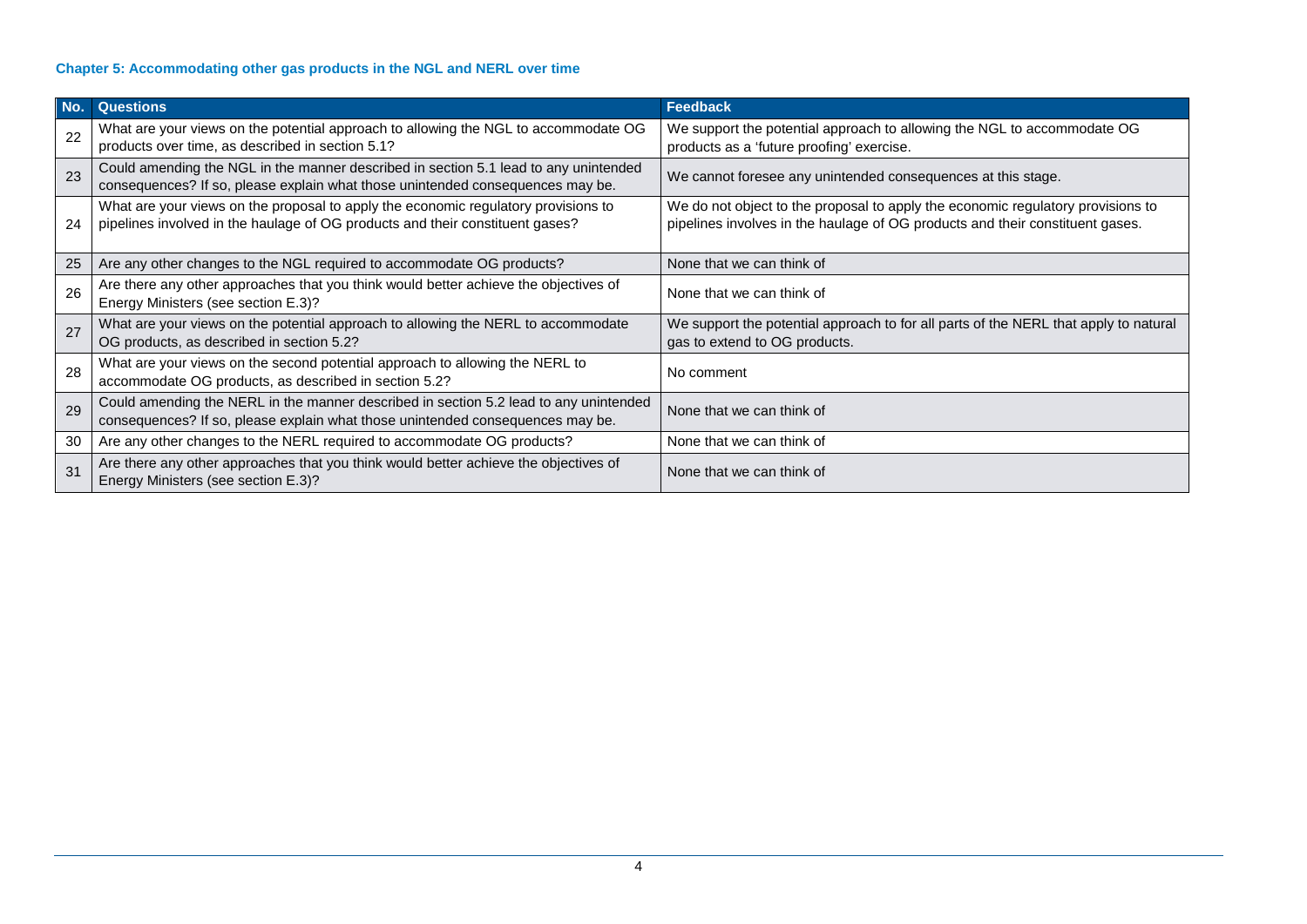### Chapter 5: Accommodating other gas products in the NGL and NERL over time

| No. | Questions | Feedback |
|---|---|---|
| 22 | What are your views on the potential approach to allowing the NGL to accommodate OG products over time, as described in section 5.1? | We support the potential approach to allowing the NGL to accommodate OG products as a 'future proofing' exercise. |
| 23 | Could amending the NGL in the manner described in section 5.1 lead to any unintended consequences? If so, please explain what those unintended consequences may be. | We cannot foresee any unintended consequences at this stage. |
| 24 | What are your views on the proposal to apply the economic regulatory provisions to pipelines involved in the haulage of OG products and their constituent gases? | We do not object to the proposal to apply the economic regulatory provisions to pipelines involves in the haulage of OG products and their constituent gases. |
| 25 | Are any other changes to the NGL required to accommodate OG products? | None that we can think of |
| 26 | Are there any other approaches that you think would better achieve the objectives of Energy Ministers (see section E.3)? | None that we can think of |
| 27 | What are your views on the potential approach to allowing the NERL to accommodate OG products, as described in section 5.2? | We support the potential approach to for all parts of the NERL that apply to natural gas to extend to OG products. |
| 28 | What are your views on the second potential approach to allowing the NERL to accommodate OG products, as described in section 5.2? | No comment |
| 29 | Could amending the NERL in the manner described in section 5.2 lead to any unintended consequences? If so, please explain what those unintended consequences may be. | None that we can think of |
| 30 | Are any other changes to the NERL required to accommodate OG products? | None that we can think of |
| 31 | Are there any other approaches that you think would better achieve the objectives of Energy Ministers (see section E.3)? | None that we can think of |